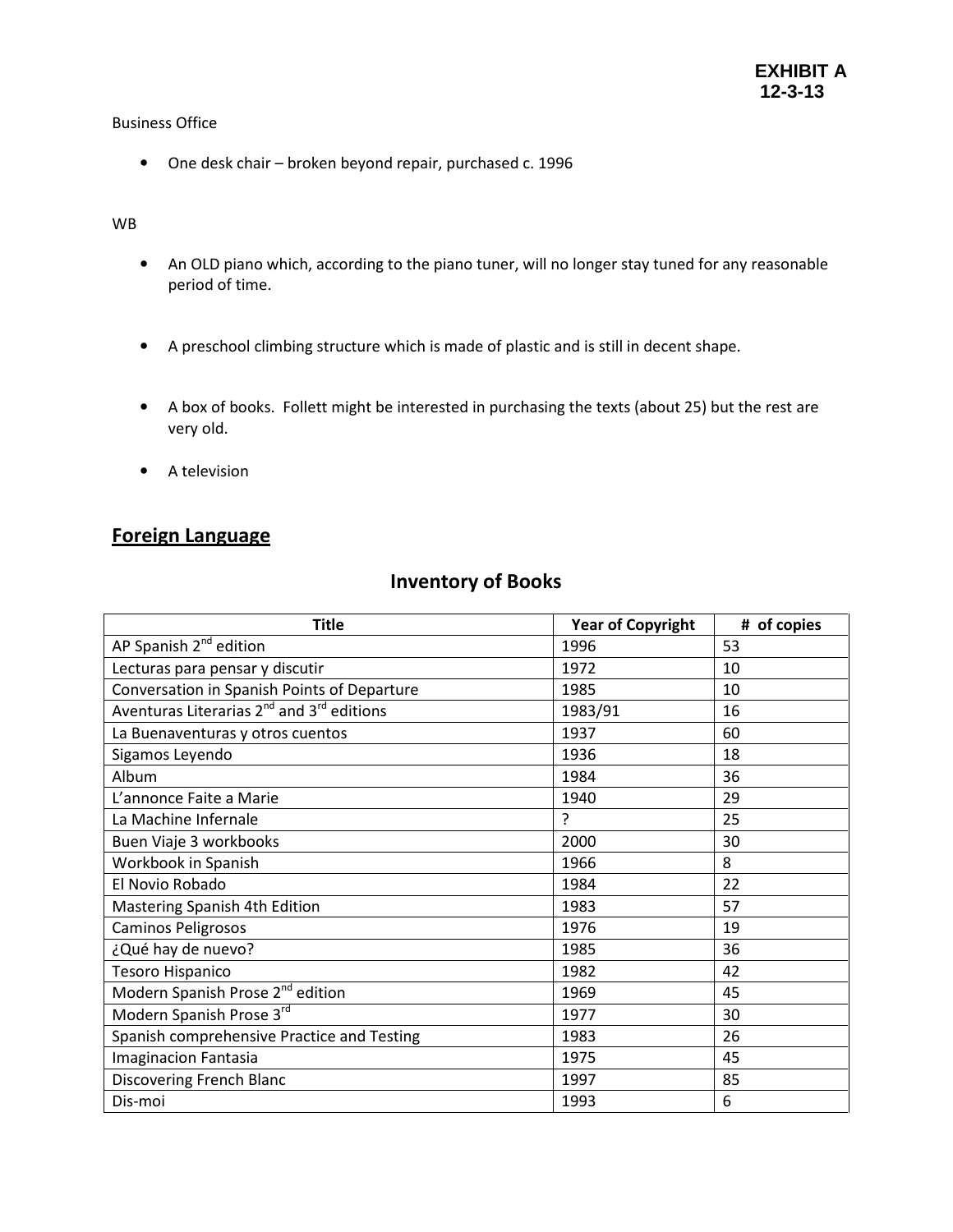**EXHIBIT A**
**12-3-13**

Business Office

- One desk chair – broken beyond repair, purchased c. 1996

WB

- An OLD piano which, according to the piano tuner, will no longer stay tuned for any reasonable period of time.
- A preschool climbing structure which is made of plastic and is still in decent shape.
- A box of books. Follett might be interested in purchasing the texts (about 25) but the rest are very old.
- A television

## Foreign Language

### Inventory of Books

| Title | Year of Copyright | # of copies |
|---|---|---|
| AP Spanish 2nd edition | 1996 | 53 |
| Lecturas para pensar y discutir | 1972 | 10 |
| Conversation in Spanish Points of Departure | 1985 | 10 |
| Aventuras Literarias 2nd and 3rd editions | 1983/91 | 16 |
| La Buenaventuras y otros cuentos | 1937 | 60 |
| Sigamos Leyendo | 1936 | 18 |
| Album | 1984 | 36 |
| L'annonce Faite a Marie | 1940 | 29 |
| La Machine Infernale | ? | 25 |
| Buen Viaje 3 workbooks | 2000 | 30 |
| Workbook in Spanish | 1966 | 8 |
| El Novio Robado | 1984 | 22 |
| Mastering Spanish 4th Edition | 1983 | 57 |
| Caminos Peligrosos | 1976 | 19 |
| ¿Qué hay de nuevo? | 1985 | 36 |
| Tesoro Hispanico | 1982 | 42 |
| Modern Spanish Prose 2nd edition | 1969 | 45 |
| Modern Spanish Prose 3rd | 1977 | 30 |
| Spanish comprehensive Practice and Testing | 1983 | 26 |
| Imaginacion Fantasia | 1975 | 45 |
| Discovering French Blanc | 1997 | 85 |
| Dis-moi | 1993 | 6 |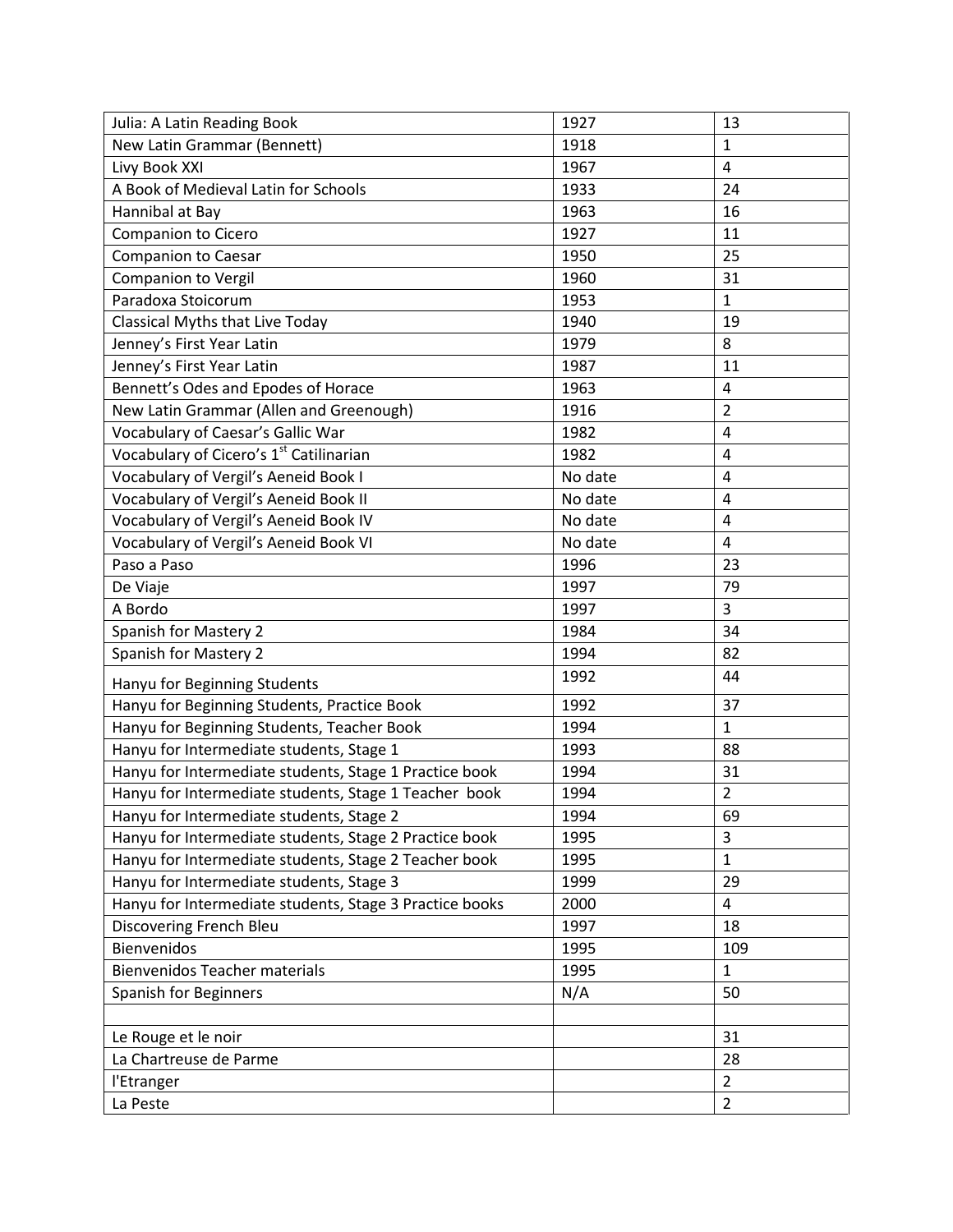| | | |
|---|---|---|
| Julia: A Latin Reading Book | 1927 | 13 |
| New Latin Grammar (Bennett) | 1918 | 1 |
| Livy Book XXI | 1967 | 4 |
| A Book of Medieval Latin for Schools | 1933 | 24 |
| Hannibal at Bay | 1963 | 16 |
| Companion to Cicero | 1927 | 11 |
| Companion to Caesar | 1950 | 25 |
| Companion to Vergil | 1960 | 31 |
| Paradoxa Stoicorum | 1953 | 1 |
| Classical Myths that Live Today | 1940 | 19 |
| Jenney's First Year Latin | 1979 | 8 |
| Jenney's First Year Latin | 1987 | 11 |
| Bennett's Odes and Epodes of Horace | 1963 | 4 |
| New Latin Grammar (Allen and Greenough) | 1916 | 2 |
| Vocabulary of Caesar's Gallic War | 1982 | 4 |
| Vocabulary of Cicero's 1st Catilinarian | 1982 | 4 |
| Vocabulary of Vergil's Aeneid Book I | No date | 4 |
| Vocabulary of Vergil's Aeneid Book II | No date | 4 |
| Vocabulary of Vergil's Aeneid Book IV | No date | 4 |
| Vocabulary of Vergil's Aeneid Book VI | No date | 4 |
| Paso a Paso | 1996 | 23 |
| De Viaje | 1997 | 79 |
| A Bordo | 1997 | 3 |
| Spanish for Mastery 2 | 1984 | 34 |
| Spanish for Mastery 2 | 1994 | 82 |
| Hanyu for Beginning Students | 1992 | 44 |
| Hanyu for Beginning Students, Practice Book | 1992 | 37 |
| Hanyu for Beginning Students, Teacher Book | 1994 | 1 |
| Hanyu for Intermediate students, Stage 1 | 1993 | 88 |
| Hanyu for Intermediate students, Stage 1 Practice book | 1994 | 31 |
| Hanyu for Intermediate students, Stage 1 Teacher book | 1994 | 2 |
| Hanyu for Intermediate students, Stage 2 | 1994 | 69 |
| Hanyu for Intermediate students, Stage 2 Practice book | 1995 | 3 |
| Hanyu for Intermediate students, Stage 2 Teacher book | 1995 | 1 |
| Hanyu for Intermediate students, Stage 3 | 1999 | 29 |
| Hanyu for Intermediate students, Stage 3 Practice books | 2000 | 4 |
| Discovering French Bleu | 1997 | 18 |
| Bienvenidos | 1995 | 109 |
| Bienvenidos Teacher materials | 1995 | 1 |
| Spanish for Beginners | N/A | 50 |
| | | |
| Le Rouge et le noir | | 31 |
| La Chartreuse de Parme | | 28 |
| l'Etranger | | 2 |
| La Peste | | 2 |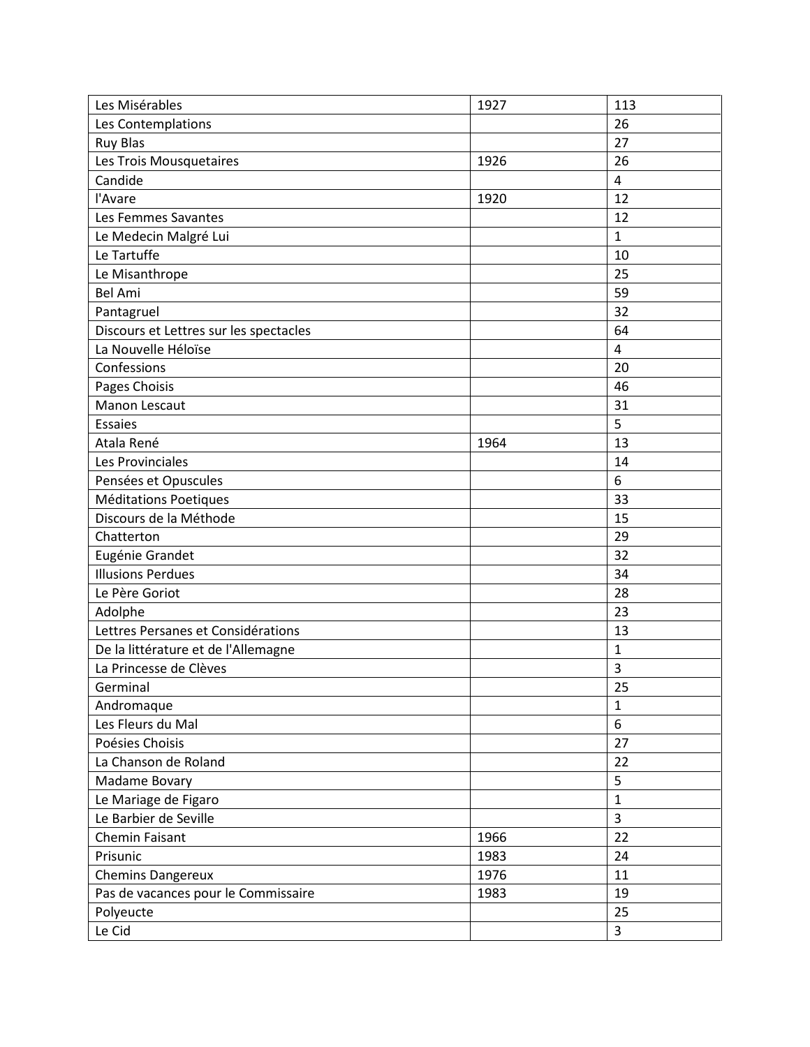| | | |
|---|---|---|
| Les Misérables | 1927 | 113 |
| Les Contemplations | | 26 |
| Ruy Blas | | 27 |
| Les Trois Mousquetaires | 1926 | 26 |
| Candide | | 4 |
| l'Avare | 1920 | 12 |
| Les Femmes Savantes | | 12 |
| Le Medecin Malgré Lui | | 1 |
| Le Tartuffe | | 10 |
| Le Misanthrope | | 25 |
| Bel Ami | | 59 |
| Pantagruel | | 32 |
| Discours et Lettres sur les spectacles | | 64 |
| La Nouvelle Héloïse | | 4 |
| Confessions | | 20 |
| Pages Choisis | | 46 |
| Manon Lescaut | | 31 |
| Essaies | | 5 |
| Atala René | 1964 | 13 |
| Les Provinciales | | 14 |
| Pensées et Opuscules | | 6 |
| Méditations Poetiques | | 33 |
| Discours de la Méthode | | 15 |
| Chatterton | | 29 |
| Eugénie Grandet | | 32 |
| Illusions Perdues | | 34 |
| Le Père Goriot | | 28 |
| Adolphe | | 23 |
| Lettres Persanes et Considérations | | 13 |
| De la littérature et de l'Allemagne | | 1 |
| La Princesse de Clèves | | 3 |
| Germinal | | 25 |
| Andromaque | | 1 |
| Les Fleurs du Mal | | 6 |
| Poésies Choisis | | 27 |
| La Chanson de Roland | | 22 |
| Madame Bovary | | 5 |
| Le Mariage de Figaro | | 1 |
| Le Barbier de Seville | | 3 |
| Chemin Faisant | 1966 | 22 |
| Prisunic | 1983 | 24 |
| Chemins Dangereux | 1976 | 11 |
| Pas de vacances pour le Commissaire | 1983 | 19 |
| Polyeucte | | 25 |
| Le Cid | | 3 |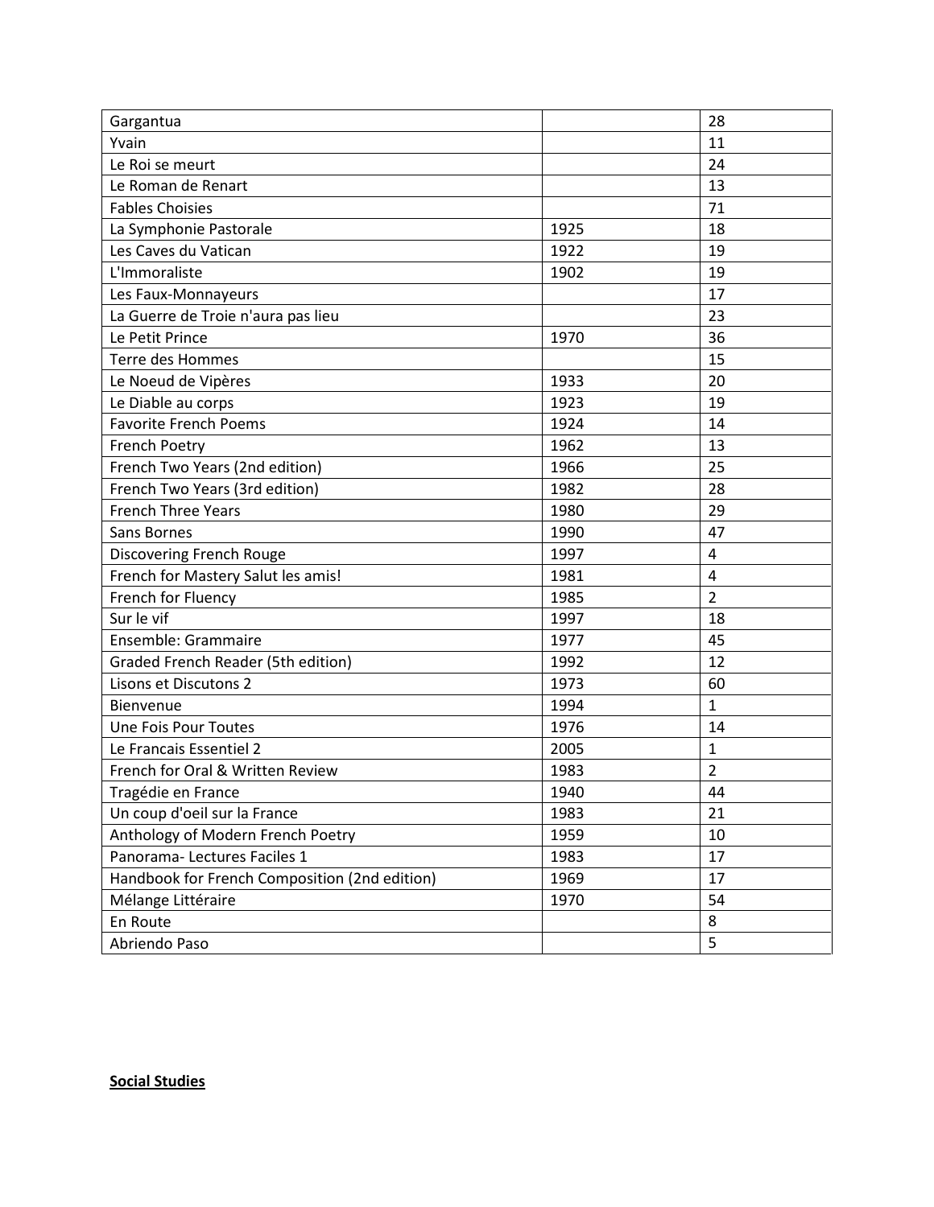| | | |
|---|---|---|
| Gargantua | | 28 |
| Yvain | | 11 |
| Le Roi se meurt | | 24 |
| Le Roman de Renart | | 13 |
| Fables Choisies | | 71 |
| La Symphonie Pastorale | 1925 | 18 |
| Les Caves du Vatican | 1922 | 19 |
| L'Immoraliste | 1902 | 19 |
| Les Faux-Monnayeurs | | 17 |
| La Guerre de Troie n'aura pas lieu | | 23 |
| Le Petit Prince | 1970 | 36 |
| Terre des Hommes | | 15 |
| Le Noeud de Vipères | 1933 | 20 |
| Le Diable au corps | 1923 | 19 |
| Favorite French Poems | 1924 | 14 |
| French Poetry | 1962 | 13 |
| French Two Years (2nd edition) | 1966 | 25 |
| French Two Years (3rd edition) | 1982 | 28 |
| French Three Years | 1980 | 29 |
| Sans Bornes | 1990 | 47 |
| Discovering French Rouge | 1997 | 4 |
| French for Mastery Salut les amis! | 1981 | 4 |
| French for Fluency | 1985 | 2 |
| Sur le vif | 1997 | 18 |
| Ensemble: Grammaire | 1977 | 45 |
| Graded French Reader (5th edition) | 1992 | 12 |
| Lisons et Discutons 2 | 1973 | 60 |
| Bienvenue | 1994 | 1 |
| Une Fois Pour Toutes | 1976 | 14 |
| Le Francais Essentiel 2 | 2005 | 1 |
| French for Oral & Written Review | 1983 | 2 |
| Tragédie en France | 1940 | 44 |
| Un coup d'oeil sur la France | 1983 | 21 |
| Anthology of Modern French Poetry | 1959 | 10 |
| Panorama- Lectures Faciles 1 | 1983 | 17 |
| Handbook for French Composition (2nd edition) | 1969 | 17 |
| Mélange Littéraire | 1970 | 54 |
| En Route | | 8 |
| Abriendo Paso | | 5 |

**Social Studies**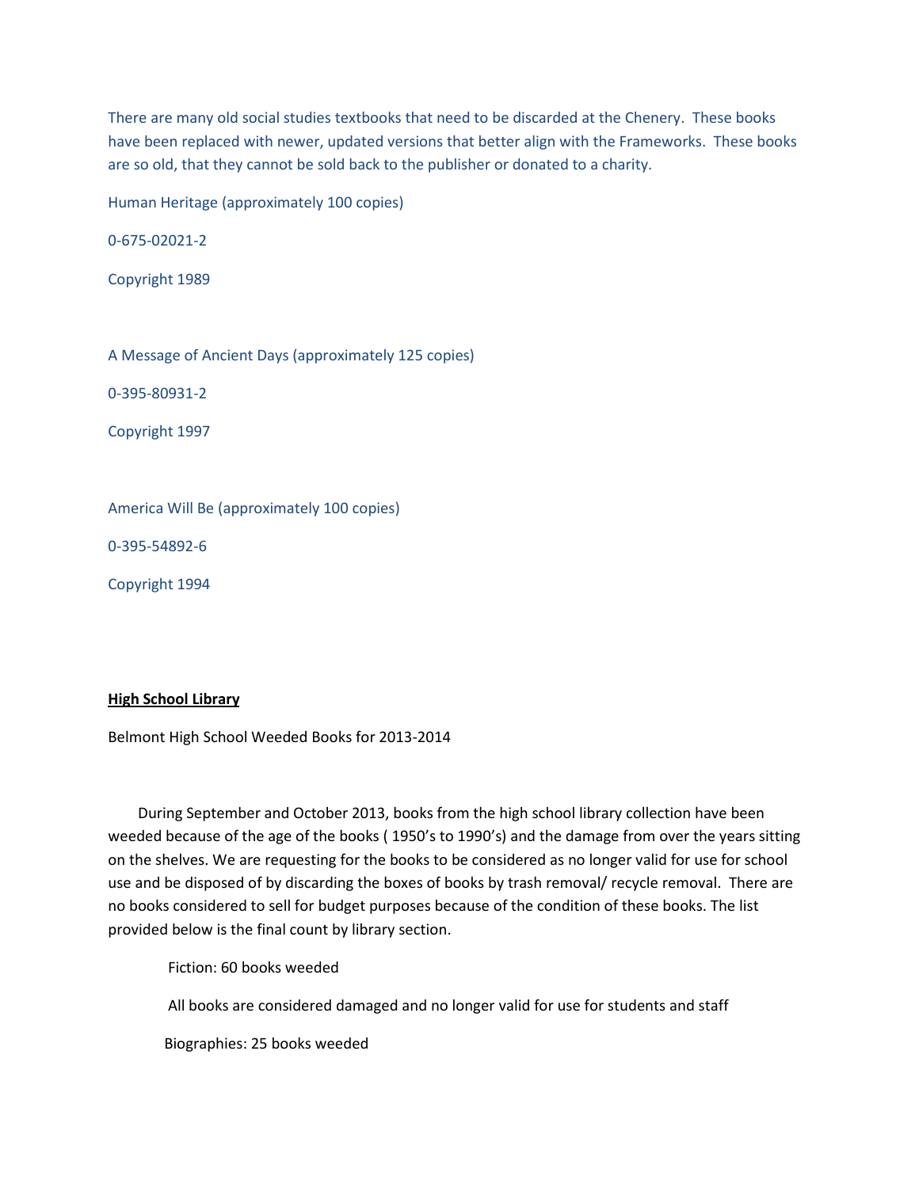There are many old social studies textbooks that need to be discarded at the Chenery. These books have been replaced with newer, updated versions that better align with the Frameworks. These books are so old, that they cannot be sold back to the publisher or donated to a charity.

Human Heritage (approximately 100 copies)

0-675-02021-2

Copyright 1989

A Message of Ancient Days (approximately 125 copies)

0-395-80931-2

Copyright 1997

America Will Be (approximately 100 copies)

0-395-54892-6

Copyright 1994

**High School Library**

Belmont High School Weeded Books for 2013-2014

During September and October 2013, books from the high school library collection have been weeded because of the age of the books ( 1950's to 1990's) and the damage from over the years sitting on the shelves. We are requesting for the books to be considered as no longer valid for use for school use and be disposed of by discarding the boxes of books by trash removal/ recycle removal. There are no books considered to sell for budget purposes because of the condition of these books. The list provided below is the final count by library section.

Fiction: 60 books weeded

All books are considered damaged and no longer valid for use for students and staff

Biographies: 25 books weeded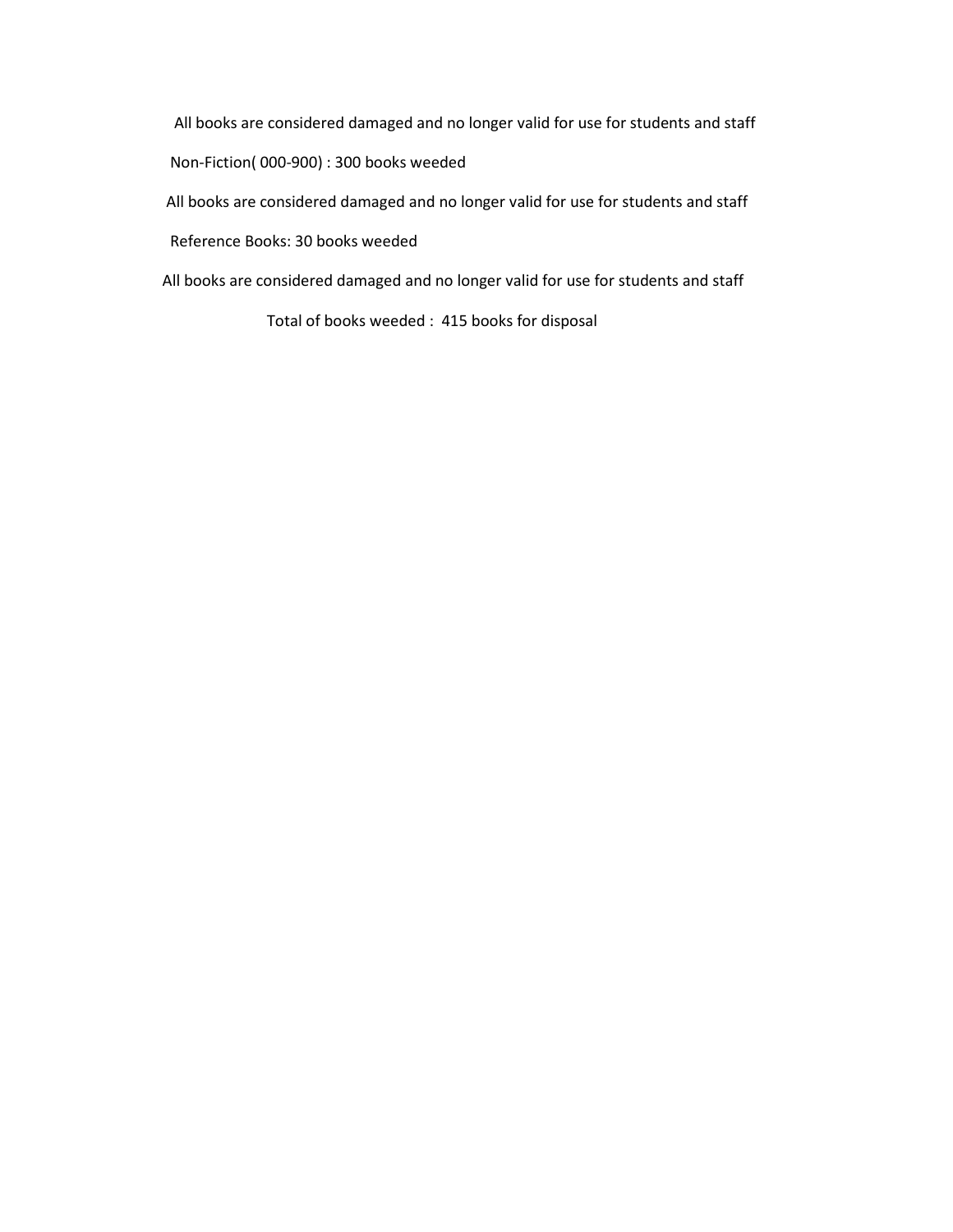All books are considered damaged and no longer valid for use for students and staff

Non-Fiction( 000-900) : 300 books weeded

All books are considered damaged and no longer valid for use for students and staff

Reference Books: 30 books weeded

All books are considered damaged and no longer valid for use for students and staff

Total of books weeded : 415 books for disposal